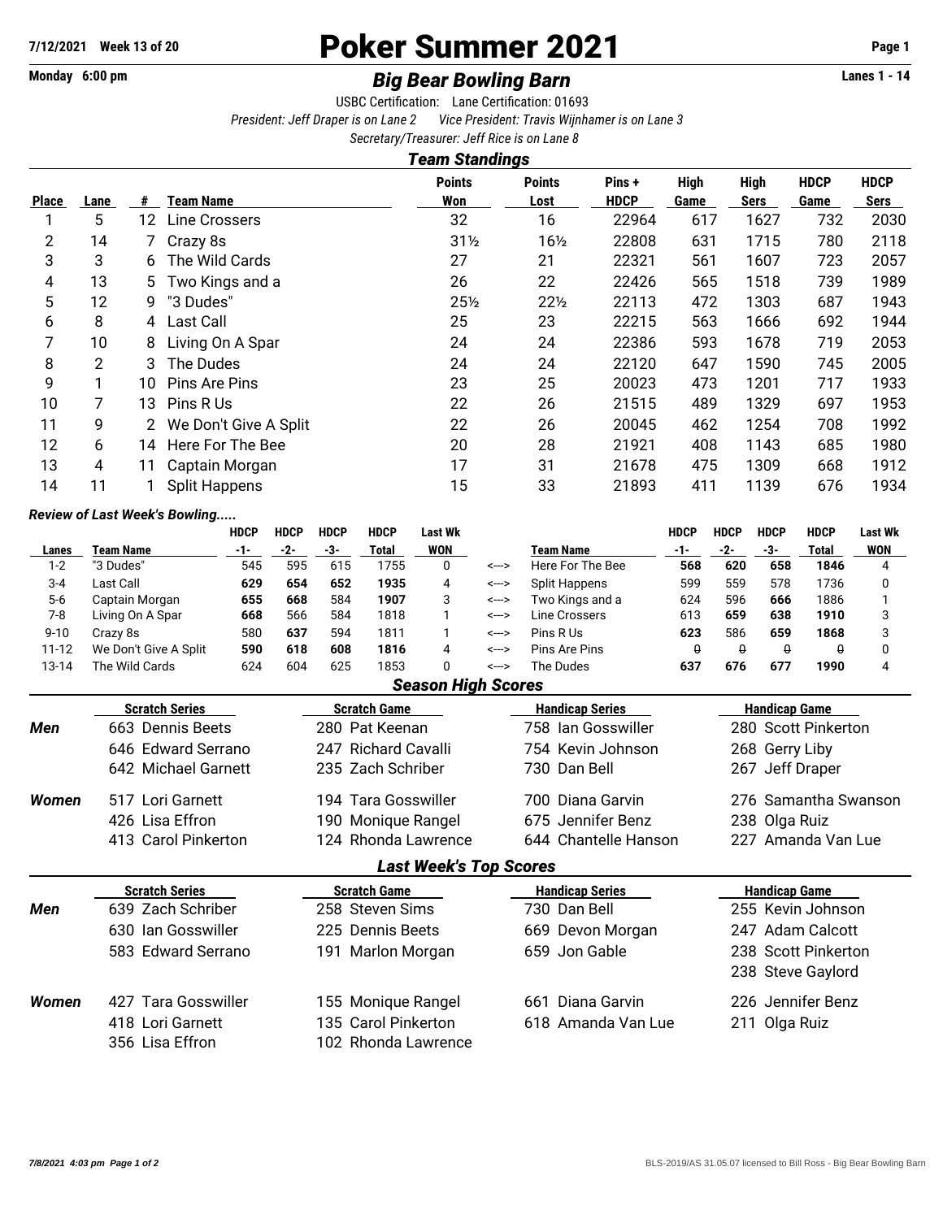**7/12/2021 Week 13 of 20**

# Poker Summer 2021

**Monday 6:00 pm**

## *Big Bear Bowling Barn*

**Lanes 1 - 14**

USBC Certification: Lane Certification: 01693

*President: Jeff Draper is on Lane 2 Vice President: Travis Wijnhamer is on Lane 3*

*Secretary/Treasurer: Jeff Rice is on Lane 8*

### *Team Standings*

| Place | Lane | # | Team Name | Points Won | Points Lost | Pins + HDCP | High Game | High Sers | HDCP Game | HDCP Sers |
|---|---|---|---|---|---|---|---|---|---|---|
| 1 | 5 | 12 | Line Crossers | 32 | 16 | 22964 | 617 | 1627 | 732 | 2030 |
| 2 | 14 | 7 | Crazy 8s | 31½ | 16½ | 22808 | 631 | 1715 | 780 | 2118 |
| 3 | 3 | 6 | The Wild Cards | 27 | 21 | 22321 | 561 | 1607 | 723 | 2057 |
| 4 | 13 | 5 | Two Kings and a | 26 | 22 | 22426 | 565 | 1518 | 739 | 1989 |
| 5 | 12 | 9 | "3 Dudes" | 25½ | 22½ | 22113 | 472 | 1303 | 687 | 1943 |
| 6 | 8 | 4 | Last Call | 25 | 23 | 22215 | 563 | 1666 | 692 | 1944 |
| 7 | 10 | 8 | Living On A Spar | 24 | 24 | 22386 | 593 | 1678 | 719 | 2053 |
| 8 | 2 | 3 | The Dudes | 24 | 24 | 22120 | 647 | 1590 | 745 | 2005 |
| 9 | 1 | 10 | Pins Are Pins | 23 | 25 | 20023 | 473 | 1201 | 717 | 1933 |
| 10 | 7 | 13 | Pins R Us | 22 | 26 | 21515 | 489 | 1329 | 697 | 1953 |
| 11 | 9 | 2 | We Don't Give A Split | 22 | 26 | 20045 | 462 | 1254 | 708 | 1992 |
| 12 | 6 | 14 | Here For The Bee | 20 | 28 | 21921 | 408 | 1143 | 685 | 1980 |
| 13 | 4 | 11 | Captain Morgan | 17 | 31 | 21678 | 475 | 1309 | 668 | 1912 |
| 14 | 11 | 1 | Split Happens | 15 | 33 | 21893 | 411 | 1139 | 676 | 1934 |

***Review of Last Week's Bowling.....***

| Lanes | Team Name | HDCP -1- | HDCP -2- | HDCP -3- | HDCP Total | Last Wk WON | | Team Name | HDCP -1- | HDCP -2- | HDCP -3- | HDCP Total | Last Wk WON |
|---|---|---|---|---|---|---|---|---|---|---|---|---|---|
| 1-2 | "3 Dudes" | 545 | 595 | 615 | 1755 | 0 | <---> | Here For The Bee | **568** | **620** | **658** | **1846** | 4 |
| 3-4 | Last Call | **629** | **654** | **652** | **1935** | 4 | <---> | Split Happens | 599 | 559 | 578 | 1736 | 0 |
| 5-6 | Captain Morgan | **655** | **668** | 584 | **1907** | 3 | <---> | Two Kings and a | 624 | 596 | **666** | 1886 | 1 |
| 7-8 | Living On A Spar | **668** | 566 | 584 | 1818 | 1 | <---> | Line Crossers | 613 | **659** | **638** | **1910** | 3 |
| 9-10 | Crazy 8s | 580 | **637** | 594 | 1811 | 1 | <---> | Pins R Us | **623** | 586 | **659** | **1868** | 3 |
| 11-12 | We Don't Give A Split | **590** | **618** | **608** | **1816** | 4 | <---> | Pins Are Pins | 0 | 0 | 0 | 0 | 0 |
| 13-14 | The Wild Cards | 624 | 604 | 625 | 1853 | 0 | <---> | The Dudes | **637** | **676** | **677** | **1990** | 4 |

### *Season High Scores*

| | Scratch Series | Scratch Game | Handicap Series | Handicap Game |
|---|---|---|---|---|
| ***Men*** | 663 Dennis Beets | 280 Pat Keenan | 758 Ian Gosswiller | 280 Scott Pinkerton |
| | 646 Edward Serrano | 247 Richard Cavalli | 754 Kevin Johnson | 268 Gerry Liby |
| | 642 Michael Garnett | 235 Zach Schriber | 730 Dan Bell | 267 Jeff Draper |
| ***Women*** | 517 Lori Garnett | 194 Tara Gosswiller | 700 Diana Garvin | 276 Samantha Swanson |
| | 426 Lisa Effron | 190 Monique Rangel | 675 Jennifer Benz | 238 Olga Ruiz |
| | 413 Carol Pinkerton | 124 Rhonda Lawrence | 644 Chantelle Hanson | 227 Amanda Van Lue |

### *Last Week's Top Scores*

| | Scratch Series | Scratch Game | Handicap Series | Handicap Game |
|---|---|---|---|---|
| ***Men*** | 639 Zach Schriber | 258 Steven Sims | 730 Dan Bell | 255 Kevin Johnson |
| | 630 Ian Gosswiller | 225 Dennis Beets | 669 Devon Morgan | 247 Adam Calcott |
| | 583 Edward Serrano | 191 Marlon Morgan | 659 Jon Gable | 238 Scott Pinkerton |
| | | | | 238 Steve Gaylord |
| ***Women*** | 427 Tara Gosswiller | 155 Monique Rangel | 661 Diana Garvin | 226 Jennifer Benz |
| | 418 Lori Garnett | 135 Carol Pinkerton | 618 Amanda Van Lue | 211 Olga Ruiz |
| | 356 Lisa Effron | 102 Rhonda Lawrence | | |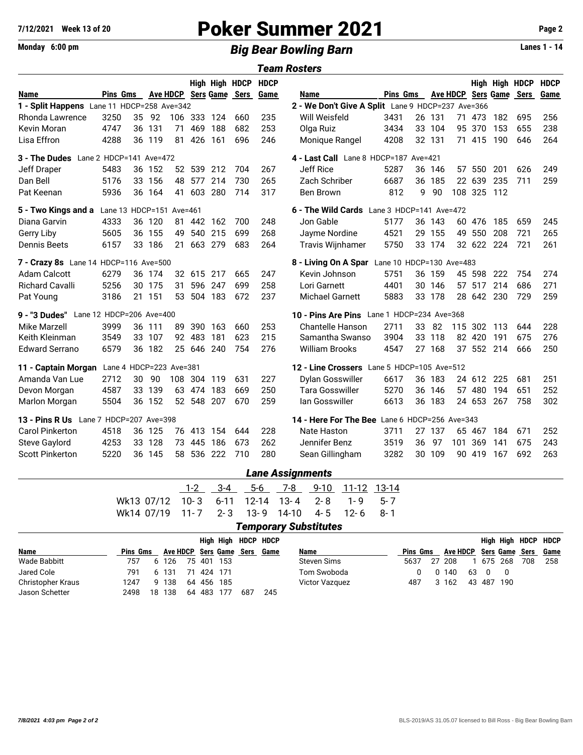# Poker Summer 2021

7/12/2021 Week 13 of 20

Monday 6:00 pm

## *Big Bear Bowling Barn*

Lanes 1 - 14

### *Team Rosters*

| Name | Pins | Gms | Ave | HDCP | High Sers | High Game | HDCP Sers | HDCP Game |
|---|---|---|---|---|---|---|---|---|
| **1 - Split Happens** Lane 11 HDCP=258 Ave=342 | | | | | | | | |
| Rhonda Lawrence | 3250 | 35 | 92 | 106 | 333 | 124 | 660 | 235 |
| Kevin Moran | 4747 | 36 | 131 | 71 | 469 | 188 | 682 | 253 |
| Lisa Effron | 4288 | 36 | 119 | 81 | 426 | 161 | 696 | 246 |
| **2 - We Don't Give A Split** Lane 9 HDCP=237 Ave=366 | | | | | | | | |
| Will Weisfeld | 3431 | 26 | 131 | 71 | 473 | 182 | 695 | 256 |
| Olga Ruiz | 3434 | 33 | 104 | 95 | 370 | 153 | 655 | 238 |
| Monique Rangel | 4208 | 32 | 131 | 71 | 415 | 190 | 646 | 264 |
| **3 - The Dudes** Lane 2 HDCP=141 Ave=472 | | | | | | | | |
| Jeff Draper | 5483 | 36 | 152 | 52 | 539 | 212 | 704 | 267 |
| Dan Bell | 5176 | 33 | 156 | 48 | 577 | 214 | 730 | 265 |
| Pat Keenan | 5936 | 36 | 164 | 41 | 603 | 280 | 714 | 317 |
| **4 - Last Call** Lane 8 HDCP=187 Ave=421 | | | | | | | | |
| Jeff Rice | 5287 | 36 | 146 | 57 | 550 | 201 | 626 | 249 |
| Zach Schriber | 6687 | 36 | 185 | 22 | 639 | 235 | 711 | 259 |
| Ben Brown | 812 | 9 | 90 | 108 | 325 | 112 | | |
| **5 - Two Kings and a** Lane 13 HDCP=151 Ave=461 | | | | | | | | |
| Diana Garvin | 4333 | 36 | 120 | 81 | 442 | 162 | 700 | 248 |
| Gerry Liby | 5605 | 36 | 155 | 49 | 540 | 215 | 699 | 268 |
| Dennis Beets | 6157 | 33 | 186 | 21 | 663 | 279 | 683 | 264 |
| **6 - The Wild Cards** Lane 3 HDCP=141 Ave=472 | | | | | | | | |
| Jon Gable | 5177 | 36 | 143 | 60 | 476 | 185 | 659 | 245 |
| Jayme Nordine | 4521 | 29 | 155 | 49 | 550 | 208 | 721 | 265 |
| Travis Wijnhamer | 5750 | 33 | 174 | 32 | 622 | 224 | 721 | 261 |
| **7 - Crazy 8s** Lane 14 HDCP=116 Ave=500 | | | | | | | | |
| Adam Calcott | 6279 | 36 | 174 | 32 | 615 | 217 | 665 | 247 |
| Richard Cavalli | 5256 | 30 | 175 | 31 | 596 | 247 | 699 | 258 |
| Pat Young | 3186 | 21 | 151 | 53 | 504 | 183 | 672 | 237 |
| **8 - Living On A Spar** Lane 10 HDCP=130 Ave=483 | | | | | | | | |
| Kevin Johnson | 5751 | 36 | 159 | 45 | 598 | 222 | 754 | 274 |
| Lori Garnett | 4401 | 30 | 146 | 57 | 517 | 214 | 686 | 271 |
| Michael Garnett | 5883 | 33 | 178 | 28 | 642 | 230 | 729 | 259 |
| **9 - "3 Dudes"** Lane 12 HDCP=206 Ave=400 | | | | | | | | |
| Mike Marzell | 3999 | 36 | 111 | 89 | 390 | 163 | 660 | 253 |
| Keith Kleinman | 3549 | 33 | 107 | 92 | 483 | 181 | 623 | 215 |
| Edward Serrano | 6579 | 36 | 182 | 25 | 646 | 240 | 754 | 276 |
| **10 - Pins Are Pins** Lane 1 HDCP=234 Ave=368 | | | | | | | | |
| Chantelle Hanson | 2711 | 33 | 82 | 115 | 302 | 113 | 644 | 228 |
| Samantha Swanso | 3904 | 33 | 118 | 82 | 420 | 191 | 675 | 276 |
| William Brooks | 4547 | 27 | 168 | 37 | 552 | 214 | 666 | 250 |
| **11 - Captain Morgan** Lane 4 HDCP=223 Ave=381 | | | | | | | | |
| Amanda Van Lue | 2712 | 30 | 90 | 108 | 304 | 119 | 631 | 227 |
| Devon Morgan | 4587 | 33 | 139 | 63 | 474 | 183 | 669 | 250 |
| Marlon Morgan | 5504 | 36 | 152 | 52 | 548 | 207 | 670 | 259 |
| **12 - Line Crossers** Lane 5 HDCP=105 Ave=512 | | | | | | | | |
| Dylan Gosswiller | 6617 | 36 | 183 | 24 | 612 | 225 | 681 | 251 |
| Tara Gosswiller | 5270 | 36 | 146 | 57 | 480 | 194 | 651 | 252 |
| Ian Gosswiller | 6613 | 36 | 183 | 24 | 653 | 267 | 758 | 302 |
| **13 - Pins R Us** Lane 7 HDCP=207 Ave=398 | | | | | | | | |
| Carol Pinkerton | 4518 | 36 | 125 | 76 | 413 | 154 | 644 | 228 |
| Steve Gaylord | 4253 | 33 | 128 | 73 | 445 | 186 | 673 | 262 |
| Scott Pinkerton | 5220 | 36 | 145 | 58 | 536 | 222 | 710 | 280 |
| **14 - Here For The Bee** Lane 6 HDCP=256 Ave=343 | | | | | | | | |
| Nate Haston | 3711 | 27 | 137 | 65 | 467 | 184 | 671 | 252 |
| Jennifer Benz | 3519 | 36 | 97 | 101 | 369 | 141 | 675 | 243 |
| Sean Gillingham | 3282 | 30 | 109 | 90 | 419 | 167 | 692 | 263 |

### *Lane Assignments*

| | 1-2 | 3-4 | 5-6 | 7-8 | 9-10 | 11-12 | 13-14 |
|---|---|---|---|---|---|---|---|
| Wk13 07/12 | 10- 3 | 6-11 | 12-14 | 13- 4 | 2- 8 | 1- 9 | 5- 7 |
| Wk14 07/19 | 11- 7 | 2- 3 | 13- 9 | 14-10 | 4- 5 | 12- 6 | 8- 1 |

### *Temporary Substitutes*

| Name | Pins | Gms | Ave | HDCP | High Sers | High Game | HDCP Sers | HDCP Game |
|---|---|---|---|---|---|---|---|---|
| Wade Babbitt | 757 | 6 | 126 | 75 | 401 | 153 | | |
| Jared Cole | 791 | 6 | 131 | 71 | 424 | 171 | | |
| Christopher Kraus | 1247 | 9 | 138 | 64 | 456 | 185 | | |
| Jason Schetter | 2498 | 18 | 138 | 64 | 483 | 177 | 687 | 245 |
| Steven Sims | 5637 | 27 | 208 | 1 | 675 | 268 | 708 | 258 |
| Tom Swoboda | 0 | 0 | 140 | 63 | 0 | 0 | | |
| Victor Vazquez | 487 | 3 | 162 | 43 | 487 | 190 | | |

*7/8/2021 4:03 pm*

BLS-2019/AS 31.05.07 licensed to Bill Ross - Big Bear Bowling Barn